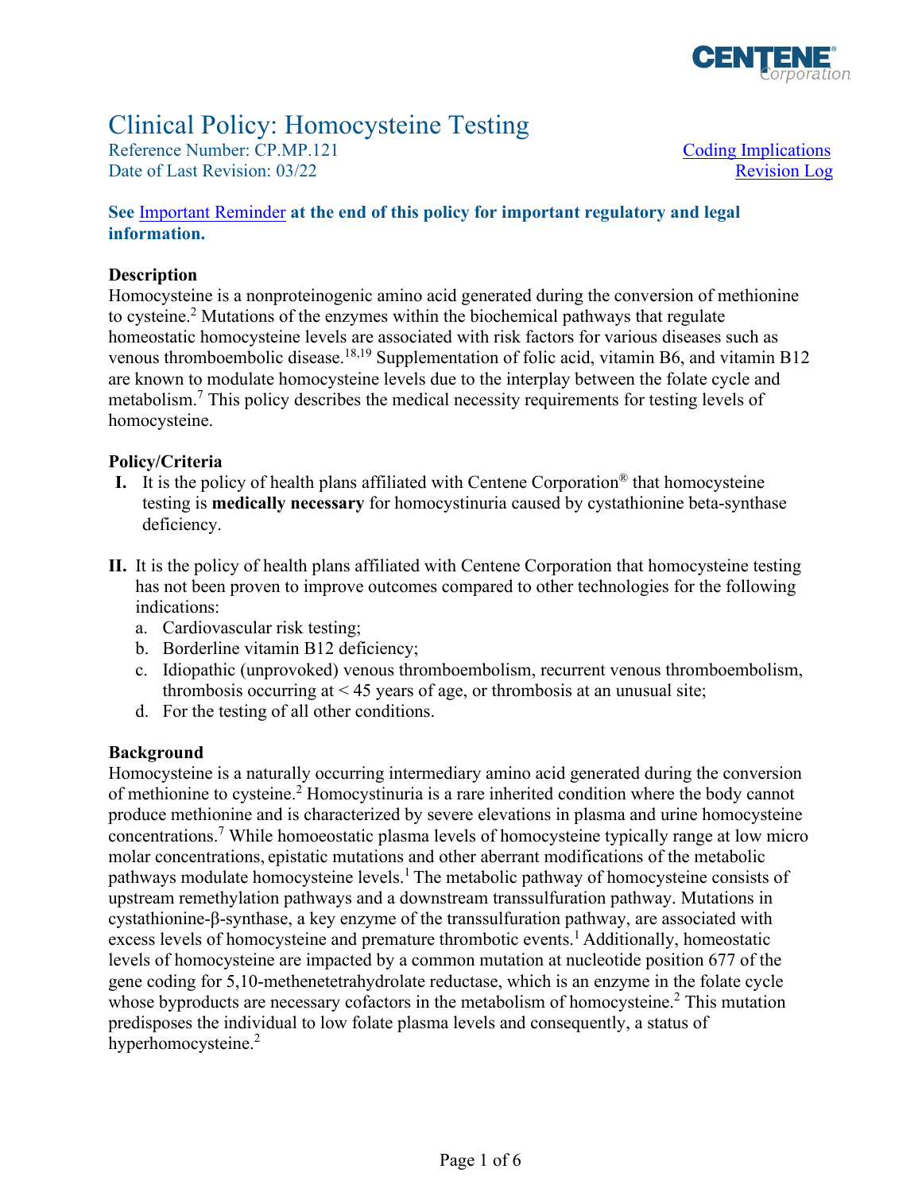# Clinical Policy: Homocysteine Testing

Reference Number: CP.MP.121
Date of Last Revision: 03/22

Coding Implications
Revision Log

**See Important Reminder at the end of this policy for important regulatory and legal information.**

## Description

Homocysteine is a nonproteinogenic amino acid generated during the conversion of methionine to cysteine.[2] Mutations of the enzymes within the biochemical pathways that regulate homeostatic homocysteine levels are associated with risk factors for various diseases such as venous thromboembolic disease.[18,19] Supplementation of folic acid, vitamin B6, and vitamin B12 are known to modulate homocysteine levels due to the interplay between the folate cycle and metabolism.[7] This policy describes the medical necessity requirements for testing levels of homocysteine.

## Policy/Criteria

**I.** It is the policy of health plans affiliated with Centene Corporation® that homocysteine testing is **medically necessary** for homocystinuria caused by cystathionine beta-synthase deficiency.

**II.** It is the policy of health plans affiliated with Centene Corporation that homocysteine testing has not been proven to improve outcomes compared to other technologies for the following indications:

a. Cardiovascular risk testing;
b. Borderline vitamin B12 deficiency;
c. Idiopathic (unprovoked) venous thromboembolism, recurrent venous thromboembolism, thrombosis occurring at < 45 years of age, or thrombosis at an unusual site;
d. For the testing of all other conditions.

## Background

Homocysteine is a naturally occurring intermediary amino acid generated during the conversion of methionine to cysteine.[2] Homocystinuria is a rare inherited condition where the body cannot produce methionine and is characterized by severe elevations in plasma and urine homocysteine concentrations.[7] While homoeostatic plasma levels of homocysteine typically range at low micro molar concentrations, epistatic mutations and other aberrant modifications of the metabolic pathways modulate homocysteine levels.[1] The metabolic pathway of homocysteine consists of upstream remethylation pathways and a downstream transsulfuration pathway. Mutations in cystathionine-β-synthase, a key enzyme of the transsulfuration pathway, are associated with excess levels of homocysteine and premature thrombotic events.[1] Additionally, homeostatic levels of homocysteine are impacted by a common mutation at nucleotide position 677 of the gene coding for 5,10-methenetetrahydrolate reductase, which is an enzyme in the folate cycle whose byproducts are necessary cofactors in the metabolism of homocysteine.[2] This mutation predisposes the individual to low folate plasma levels and consequently, a status of hyperhomocysteine.[2]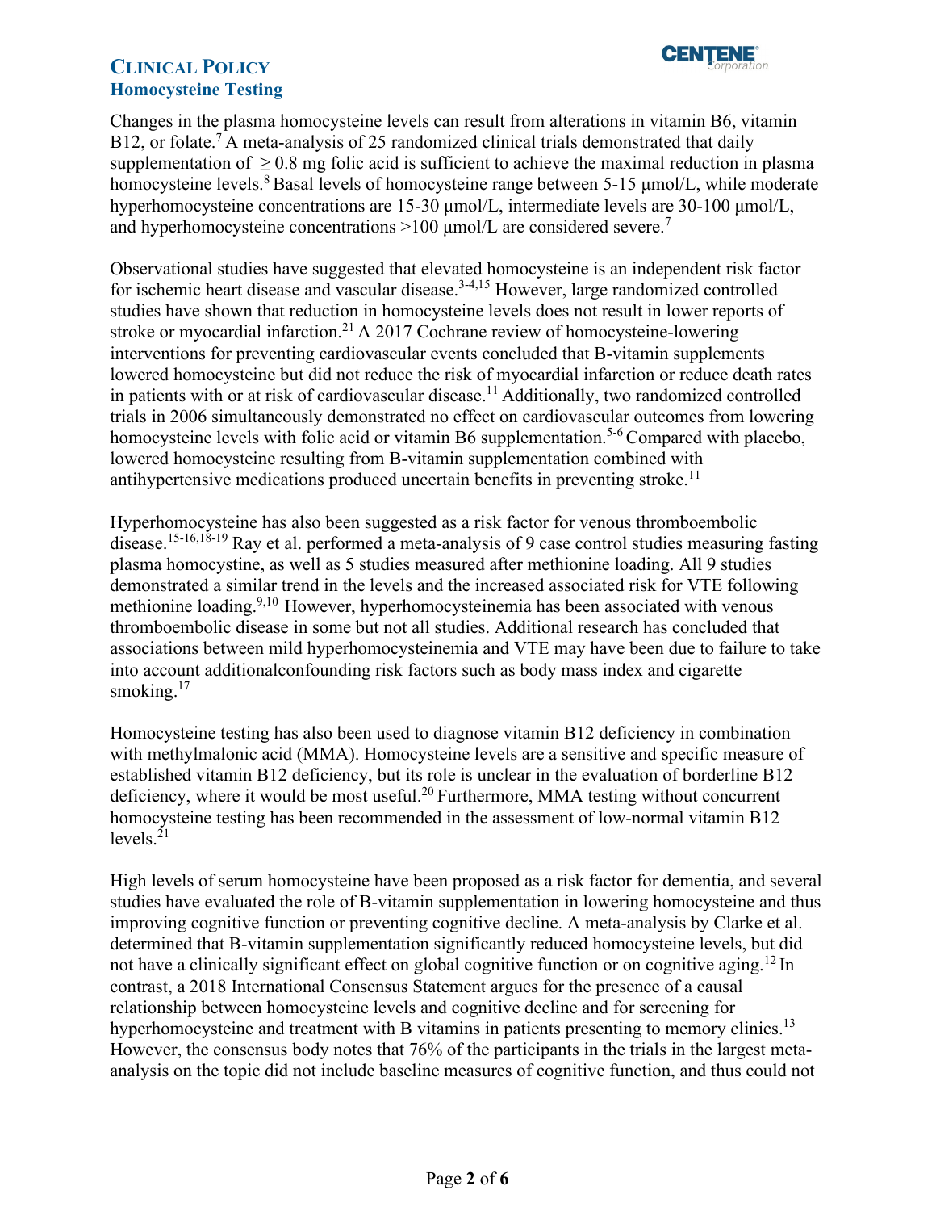Changes in the plasma homocysteine levels can result from alterations in vitamin B6, vitamin B12, or folate.[7] A meta-analysis of 25 randomized clinical trials demonstrated that daily supplementation of $\geq 0.8$ mg folic acid is sufficient to achieve the maximal reduction in plasma homocysteine levels.[8] Basal levels of homocysteine range between 5-15 µmol/L, while moderate hyperhomocysteine concentrations are 15-30 µmol/L, intermediate levels are 30-100 µmol/L, and hyperhomocysteine concentrations >100 µmol/L are considered severe.[7]

Observational studies have suggested that elevated homocysteine is an independent risk factor for ischemic heart disease and vascular disease.[3-4,15] However, large randomized controlled studies have shown that reduction in homocysteine levels does not result in lower reports of stroke or myocardial infarction.[21] A 2017 Cochrane review of homocysteine-lowering interventions for preventing cardiovascular events concluded that B-vitamin supplements lowered homocysteine but did not reduce the risk of myocardial infarction or reduce death rates in patients with or at risk of cardiovascular disease.[11] Additionally, two randomized controlled trials in 2006 simultaneously demonstrated no effect on cardiovascular outcomes from lowering homocysteine levels with folic acid or vitamin B6 supplementation.[5-6] Compared with placebo, lowered homocysteine resulting from B-vitamin supplementation combined with antihypertensive medications produced uncertain benefits in preventing stroke.[11]

Hyperhomocysteine has also been suggested as a risk factor for venous thromboembolic disease.[15-16,18-19] Ray et al. performed a meta-analysis of 9 case control studies measuring fasting plasma homocystine, as well as 5 studies measured after methionine loading. All 9 studies demonstrated a similar trend in the levels and the increased associated risk for VTE following methionine loading.[9,10] However, hyperhomocysteinemia has been associated with venous thromboembolic disease in some but not all studies. Additional research has concluded that associations between mild hyperhomocysteinemia and VTE may have been due to failure to take into account additionalconfounding risk factors such as body mass index and cigarette smoking.[17]

Homocysteine testing has also been used to diagnose vitamin B12 deficiency in combination with methylmalonic acid (MMA). Homocysteine levels are a sensitive and specific measure of established vitamin B12 deficiency, but its role is unclear in the evaluation of borderline B12 deficiency, where it would be most useful.[20] Furthermore, MMA testing without concurrent homocysteine testing has been recommended in the assessment of low-normal vitamin B12 levels.[21]

High levels of serum homocysteine have been proposed as a risk factor for dementia, and several studies have evaluated the role of B-vitamin supplementation in lowering homocysteine and thus improving cognitive function or preventing cognitive decline. A meta-analysis by Clarke et al. determined that B-vitamin supplementation significantly reduced homocysteine levels, but did not have a clinically significant effect on global cognitive function or on cognitive aging.[12] In contrast, a 2018 International Consensus Statement argues for the presence of a causal relationship between homocysteine levels and cognitive decline and for screening for hyperhomocysteine and treatment with B vitamins in patients presenting to memory clinics.[13] However, the consensus body notes that 76% of the participants in the trials in the largest meta-analysis on the topic did not include baseline measures of cognitive function, and thus could not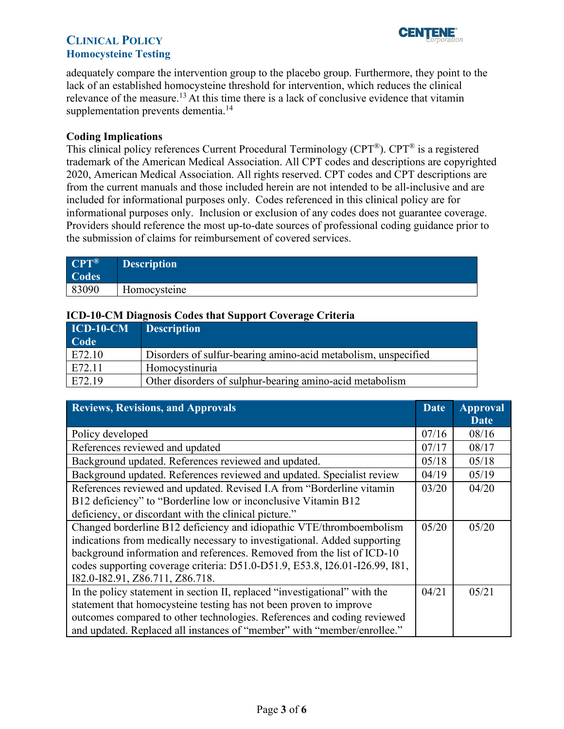adequately compare the intervention group to the placebo group. Furthermore, they point to the lack of an established homocysteine threshold for intervention, which reduces the clinical relevance of the measure.[13] At this time there is a lack of conclusive evidence that vitamin supplementation prevents dementia.[14]

### Coding Implications

This clinical policy references Current Procedural Terminology (CPT®). CPT® is a registered trademark of the American Medical Association. All CPT codes and descriptions are copyrighted 2020, American Medical Association. All rights reserved. CPT codes and CPT descriptions are from the current manuals and those included herein are not intended to be all-inclusive and are included for informational purposes only. Codes referenced in this clinical policy are for informational purposes only. Inclusion or exclusion of any codes does not guarantee coverage. Providers should reference the most up-to-date sources of professional coding guidance prior to the submission of claims for reimbursement of covered services.

| CPT® Codes | Description |
|---|---|
| 83090 | Homocysteine |

**ICD-10-CM Diagnosis Codes that Support Coverage Criteria**

| ICD-10-CM Code | Description |
|---|---|
| E72.10 | Disorders of sulfur-bearing amino-acid metabolism, unspecified |
| E72.11 | Homocystinuria |
| E72.19 | Other disorders of sulphur-bearing amino-acid metabolism |

| Reviews, Revisions, and Approvals | Date | Approval Date |
|---|---|---|
| Policy developed | 07/16 | 08/16 |
| References reviewed and updated | 07/17 | 08/17 |
| Background updated. References reviewed and updated. | 05/18 | 05/18 |
| Background updated. References reviewed and updated. Specialist review | 04/19 | 05/19 |
| References reviewed and updated. Revised I.A from "Borderline vitamin B12 deficiency" to "Borderline low or inconclusive Vitamin B12 deficiency, or discordant with the clinical picture." | 03/20 | 04/20 |
| Changed borderline B12 deficiency and idiopathic VTE/thromboembolism indications from medically necessary to investigational. Added supporting background information and references. Removed from the list of ICD-10 codes supporting coverage criteria: D51.0-D51.9, E53.8, I26.01-I26.99, I81, I82.0-I82.91, Z86.711, Z86.718. | 05/20 | 05/20 |
| In the policy statement in section II, replaced "investigational" with the statement that homocysteine testing has not been proven to improve outcomes compared to other technologies. References and coding reviewed and updated. Replaced all instances of "member" with "member/enrollee." | 04/21 | 05/21 |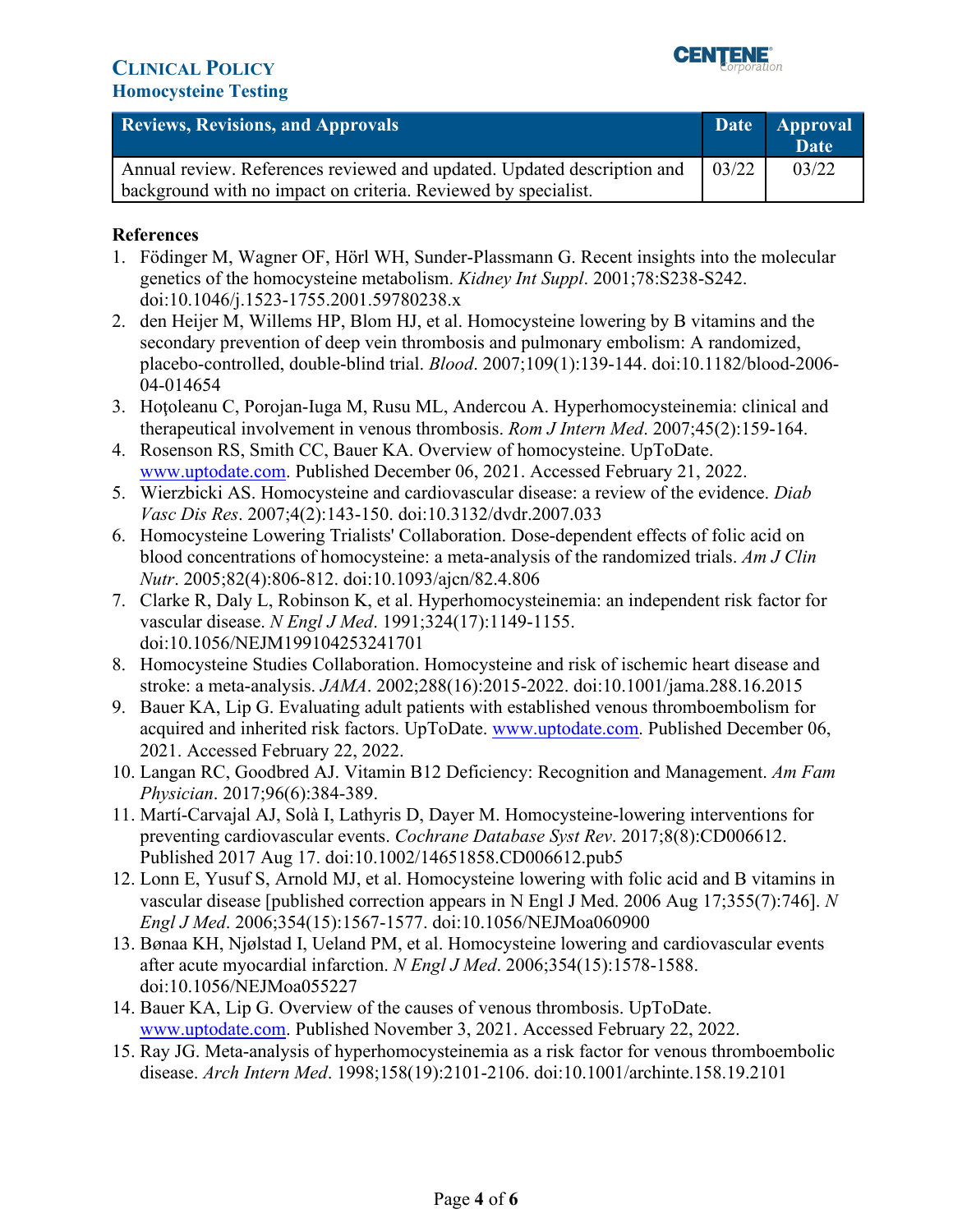| Reviews, Revisions, and Approvals | Date | Approval Date |
|---|---|---|
| Annual review. References reviewed and updated. Updated description and background with no impact on criteria. Reviewed by specialist. | 03/22 | 03/22 |

## References

1. Födinger M, Wagner OF, Hörl WH, Sunder-Plassmann G. Recent insights into the molecular genetics of the homocysteine metabolism. *Kidney Int Suppl*. 2001;78:S238-S242. doi:10.1046/j.1523-1755.2001.59780238.x
2. den Heijer M, Willems HP, Blom HJ, et al. Homocysteine lowering by B vitamins and the secondary prevention of deep vein thrombosis and pulmonary embolism: A randomized, placebo-controlled, double-blind trial. *Blood*. 2007;109(1):139-144. doi:10.1182/blood-2006-04-014654
3. Hoţoleanu C, Porojan-Iuga M, Rusu ML, Andercou A. Hyperhomocysteinemia: clinical and therapeutical involvement in venous thrombosis. *Rom J Intern Med*. 2007;45(2):159-164.
4. Rosenson RS, Smith CC, Bauer KA. Overview of homocysteine. UpToDate. www.uptodate.com. Published December 06, 2021. Accessed February 21, 2022.
5. Wierzbicki AS. Homocysteine and cardiovascular disease: a review of the evidence. *Diab Vasc Dis Res*. 2007;4(2):143-150. doi:10.3132/dvdr.2007.033
6. Homocysteine Lowering Trialists' Collaboration. Dose-dependent effects of folic acid on blood concentrations of homocysteine: a meta-analysis of the randomized trials. *Am J Clin Nutr*. 2005;82(4):806-812. doi:10.1093/ajcn/82.4.806
7. Clarke R, Daly L, Robinson K, et al. Hyperhomocysteinemia: an independent risk factor for vascular disease. *N Engl J Med*. 1991;324(17):1149-1155. doi:10.1056/NEJM199104253241701
8. Homocysteine Studies Collaboration. Homocysteine and risk of ischemic heart disease and stroke: a meta-analysis. *JAMA*. 2002;288(16):2015-2022. doi:10.1001/jama.288.16.2015
9. Bauer KA, Lip G. Evaluating adult patients with established venous thromboembolism for acquired and inherited risk factors. UpToDate. www.uptodate.com. Published December 06, 2021. Accessed February 22, 2022.
10. Langan RC, Goodbred AJ. Vitamin B12 Deficiency: Recognition and Management. *Am Fam Physician*. 2017;96(6):384-389.
11. Martí-Carvajal AJ, Solà I, Lathyris D, Dayer M. Homocysteine-lowering interventions for preventing cardiovascular events. *Cochrane Database Syst Rev*. 2017;8(8):CD006612. Published 2017 Aug 17. doi:10.1002/14651858.CD006612.pub5
12. Lonn E, Yusuf S, Arnold MJ, et al. Homocysteine lowering with folic acid and B vitamins in vascular disease [published correction appears in N Engl J Med. 2006 Aug 17;355(7):746]. *N Engl J Med*. 2006;354(15):1567-1577. doi:10.1056/NEJMoa060900
13. Bønaa KH, Njølstad I, Ueland PM, et al. Homocysteine lowering and cardiovascular events after acute myocardial infarction. *N Engl J Med*. 2006;354(15):1578-1588. doi:10.1056/NEJMoa055227
14. Bauer KA, Lip G. Overview of the causes of venous thrombosis. UpToDate. www.uptodate.com. Published November 3, 2021. Accessed February 22, 2022.
15. Ray JG. Meta-analysis of hyperhomocysteinemia as a risk factor for venous thromboembolic disease. *Arch Intern Med*. 1998;158(19):2101-2106. doi:10.1001/archinte.158.19.2101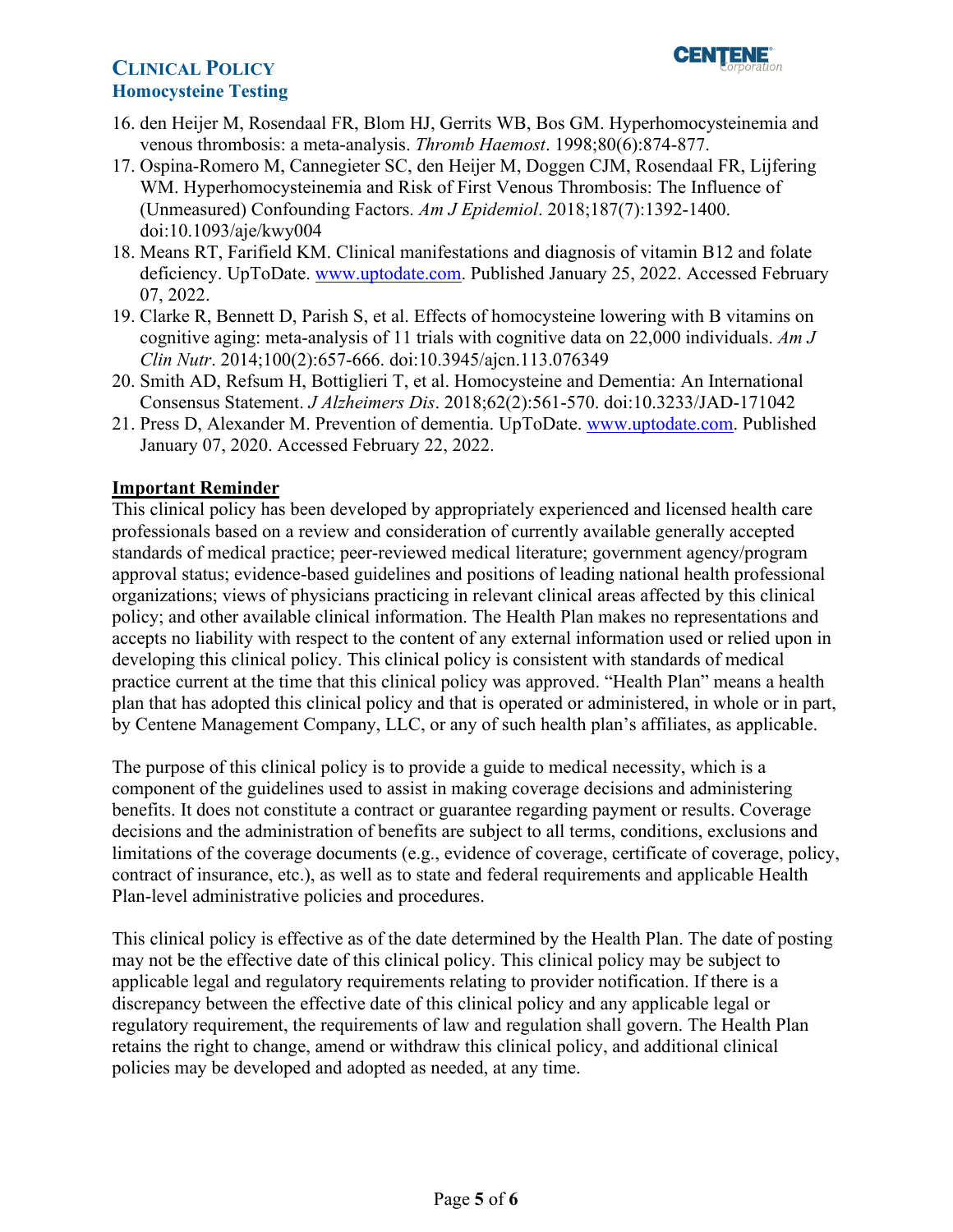16. den Heijer M, Rosendaal FR, Blom HJ, Gerrits WB, Bos GM. Hyperhomocysteinemia and venous thrombosis: a meta-analysis. *Thromb Haemost*. 1998;80(6):874-877.
17. Ospina-Romero M, Cannegieter SC, den Heijer M, Doggen CJM, Rosendaal FR, Lijfering WM. Hyperhomocysteinemia and Risk of First Venous Thrombosis: The Influence of (Unmeasured) Confounding Factors. *Am J Epidemiol*. 2018;187(7):1392-1400. doi:10.1093/aje/kwy004
18. Means RT, Farifield KM. Clinical manifestations and diagnosis of vitamin B12 and folate deficiency. UpToDate. www.uptodate.com. Published January 25, 2022. Accessed February 07, 2022.
19. Clarke R, Bennett D, Parish S, et al. Effects of homocysteine lowering with B vitamins on cognitive aging: meta-analysis of 11 trials with cognitive data on 22,000 individuals. *Am J Clin Nutr*. 2014;100(2):657-666. doi:10.3945/ajcn.113.076349
20. Smith AD, Refsum H, Bottiglieri T, et al. Homocysteine and Dementia: An International Consensus Statement. *J Alzheimers Dis*. 2018;62(2):561-570. doi:10.3233/JAD-171042
21. Press D, Alexander M. Prevention of dementia. UpToDate. www.uptodate.com. Published January 07, 2020. Accessed February 22, 2022.

## Important Reminder

This clinical policy has been developed by appropriately experienced and licensed health care professionals based on a review and consideration of currently available generally accepted standards of medical practice; peer-reviewed medical literature; government agency/program approval status; evidence-based guidelines and positions of leading national health professional organizations; views of physicians practicing in relevant clinical areas affected by this clinical policy; and other available clinical information. The Health Plan makes no representations and accepts no liability with respect to the content of any external information used or relied upon in developing this clinical policy. This clinical policy is consistent with standards of medical practice current at the time that this clinical policy was approved. "Health Plan" means a health plan that has adopted this clinical policy and that is operated or administered, in whole or in part, by Centene Management Company, LLC, or any of such health plan's affiliates, as applicable.

The purpose of this clinical policy is to provide a guide to medical necessity, which is a component of the guidelines used to assist in making coverage decisions and administering benefits. It does not constitute a contract or guarantee regarding payment or results. Coverage decisions and the administration of benefits are subject to all terms, conditions, exclusions and limitations of the coverage documents (e.g., evidence of coverage, certificate of coverage, policy, contract of insurance, etc.), as well as to state and federal requirements and applicable Health Plan-level administrative policies and procedures.

This clinical policy is effective as of the date determined by the Health Plan. The date of posting may not be the effective date of this clinical policy. This clinical policy may be subject to applicable legal and regulatory requirements relating to provider notification. If there is a discrepancy between the effective date of this clinical policy and any applicable legal or regulatory requirement, the requirements of law and regulation shall govern. The Health Plan retains the right to change, amend or withdraw this clinical policy, and additional clinical policies may be developed and adopted as needed, at any time.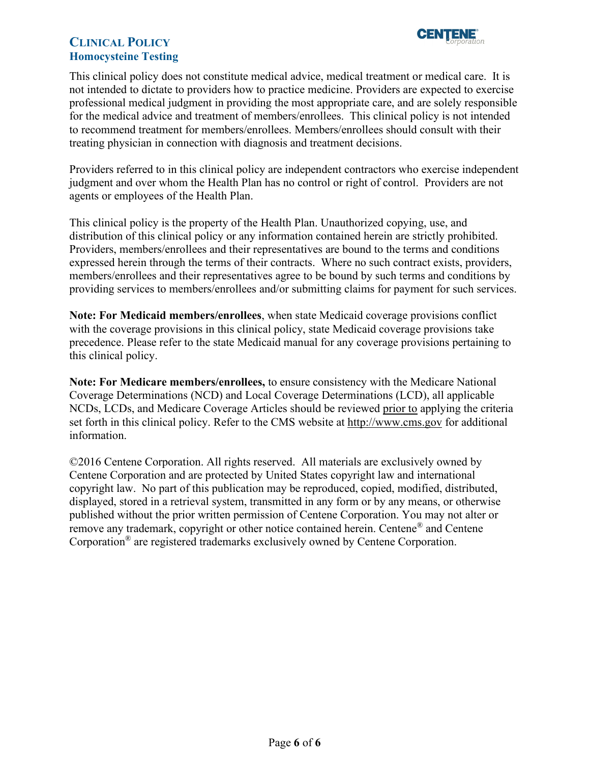This clinical policy does not constitute medical advice, medical treatment or medical care. It is not intended to dictate to providers how to practice medicine. Providers are expected to exercise professional medical judgment in providing the most appropriate care, and are solely responsible for the medical advice and treatment of members/enrollees. This clinical policy is not intended to recommend treatment for members/enrollees. Members/enrollees should consult with their treating physician in connection with diagnosis and treatment decisions.

Providers referred to in this clinical policy are independent contractors who exercise independent judgment and over whom the Health Plan has no control or right of control. Providers are not agents or employees of the Health Plan.

This clinical policy is the property of the Health Plan. Unauthorized copying, use, and distribution of this clinical policy or any information contained herein are strictly prohibited. Providers, members/enrollees and their representatives are bound to the terms and conditions expressed herein through the terms of their contracts. Where no such contract exists, providers, members/enrollees and their representatives agree to be bound by such terms and conditions by providing services to members/enrollees and/or submitting claims for payment for such services.

**Note: For Medicaid members/enrollees**, when state Medicaid coverage provisions conflict with the coverage provisions in this clinical policy, state Medicaid coverage provisions take precedence. Please refer to the state Medicaid manual for any coverage provisions pertaining to this clinical policy.

**Note: For Medicare members/enrollees,** to ensure consistency with the Medicare National Coverage Determinations (NCD) and Local Coverage Determinations (LCD), all applicable NCDs, LCDs, and Medicare Coverage Articles should be reviewed prior to applying the criteria set forth in this clinical policy. Refer to the CMS website at http://www.cms.gov for additional information.

©2016 Centene Corporation. All rights reserved. All materials are exclusively owned by Centene Corporation and are protected by United States copyright law and international copyright law. No part of this publication may be reproduced, copied, modified, distributed, displayed, stored in a retrieval system, transmitted in any form or by any means, or otherwise published without the prior written permission of Centene Corporation. You may not alter or remove any trademark, copyright or other notice contained herein. Centene® and Centene Corporation® are registered trademarks exclusively owned by Centene Corporation.